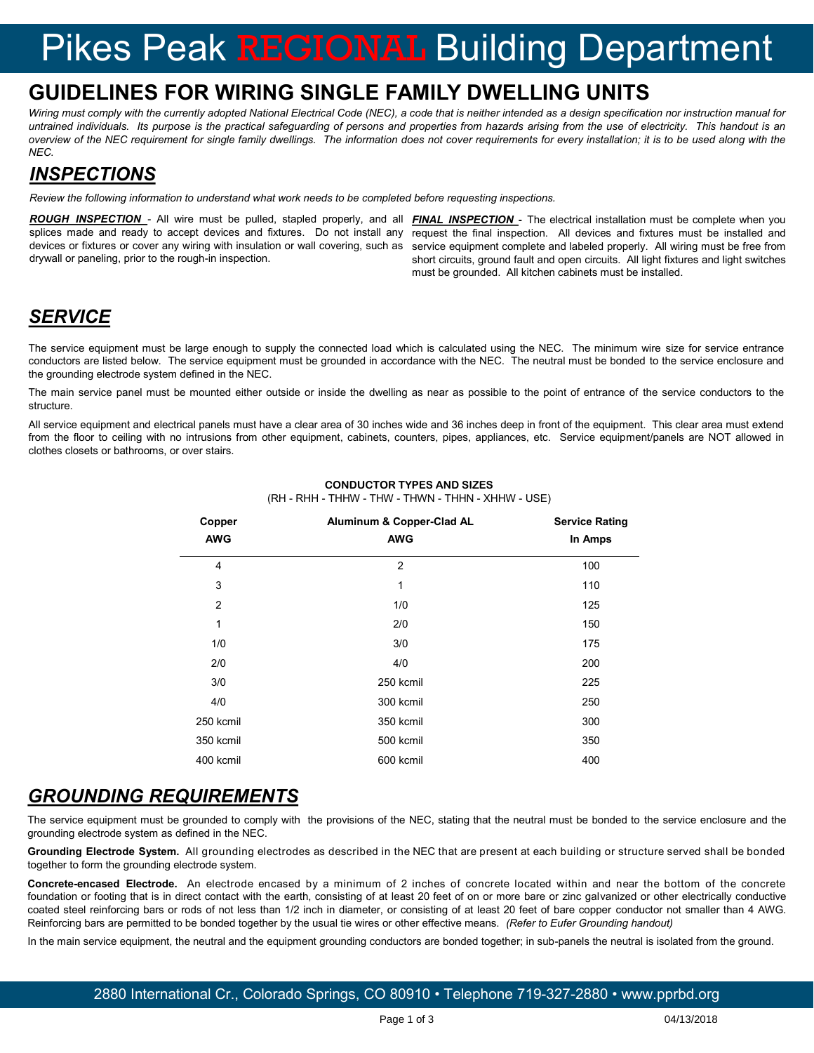# Pikes Peak REGIONAL Building Department

## GUIDELINES FOR WIRING SINGLE FAMILY DWELLING UNITS

*Wiring must comply with the currently adopted National Electrical Code (NEC), a code that is neither intended as a design specification nor instruction manual for untrained individuals. Its purpose is the practical safeguarding of persons and properties from hazards arising from the use of electricity. This handout is an overview of the NEC requirement for single family dwellings. The information does not cover requirements for every installation; it is to be used along with the NEC.*

## *INSPECTIONS*

*Review the following information to understand what work needs to be completed before requesting inspections.*

***ROUGH INSPECTION*** - All wire must be pulled, stapled properly, and all splices made and ready to accept devices and fixtures. Do not install any devices or fixtures or cover any wiring with insulation or wall covering, such as drywall or paneling, prior to the rough-in inspection.

***FINAL INSPECTION*** - The electrical installation must be complete when you request the final inspection. All devices and fixtures must be installed and service equipment complete and labeled properly. All wiring must be free from short circuits, ground fault and open circuits. All light fixtures and light switches must be grounded. All kitchen cabinets must be installed.

## *SERVICE*

The service equipment must be large enough to supply the connected load which is calculated using the NEC. The minimum wire size for service entrance conductors are listed below. The service equipment must be grounded in accordance with the NEC. The neutral must be bonded to the service enclosure and the grounding electrode system defined in the NEC.

The main service panel must be mounted either outside or inside the dwelling as near as possible to the point of entrance of the service conductors to the structure.

All service equipment and electrical panels must have a clear area of 30 inches wide and 36 inches deep in front of the equipment. This clear area must extend from the floor to ceiling with no intrusions from other equipment, cabinets, counters, pipes, appliances, etc. Service equipment/panels are NOT allowed in clothes closets or bathrooms, or over stairs.

**CONDUCTOR TYPES AND SIZES**
(RH - RHH - THHW - THW - THWN - THHN - XHHW - USE)

| Copper AWG | Aluminum & Copper-Clad AL AWG | Service Rating In Amps |
|---|---|---|
| 4 | 2 | 100 |
| 3 | 1 | 110 |
| 2 | 1/0 | 125 |
| 1 | 2/0 | 150 |
| 1/0 | 3/0 | 175 |
| 2/0 | 4/0 | 200 |
| 3/0 | 250 kcmil | 225 |
| 4/0 | 300 kcmil | 250 |
| 250 kcmil | 350 kcmil | 300 |
| 350 kcmil | 500 kcmil | 350 |
| 400 kcmil | 600 kcmil | 400 |

## *GROUNDING REQUIREMENTS*

The service equipment must be grounded to comply with the provisions of the NEC, stating that the neutral must be bonded to the service enclosure and the grounding electrode system as defined in the NEC.

**Grounding Electrode System.** All grounding electrodes as described in the NEC that are present at each building or structure served shall be bonded together to form the grounding electrode system.

**Concrete-encased Electrode.** An electrode encased by a minimum of 2 inches of concrete located within and near the bottom of the concrete foundation or footing that is in direct contact with the earth, consisting of at least 20 feet of on or more bare or zinc galvanized or other electrically conductive coated steel reinforcing bars or rods of not less than 1/2 inch in diameter, or consisting of at least 20 feet of bare copper conductor not smaller than 4 AWG. Reinforcing bars are permitted to be bonded together by the usual tie wires or other effective means. *(Refer to Eufer Grounding handout)*

In the main service equipment, the neutral and the equipment grounding conductors are bonded together; in sub-panels the neutral is isolated from the ground.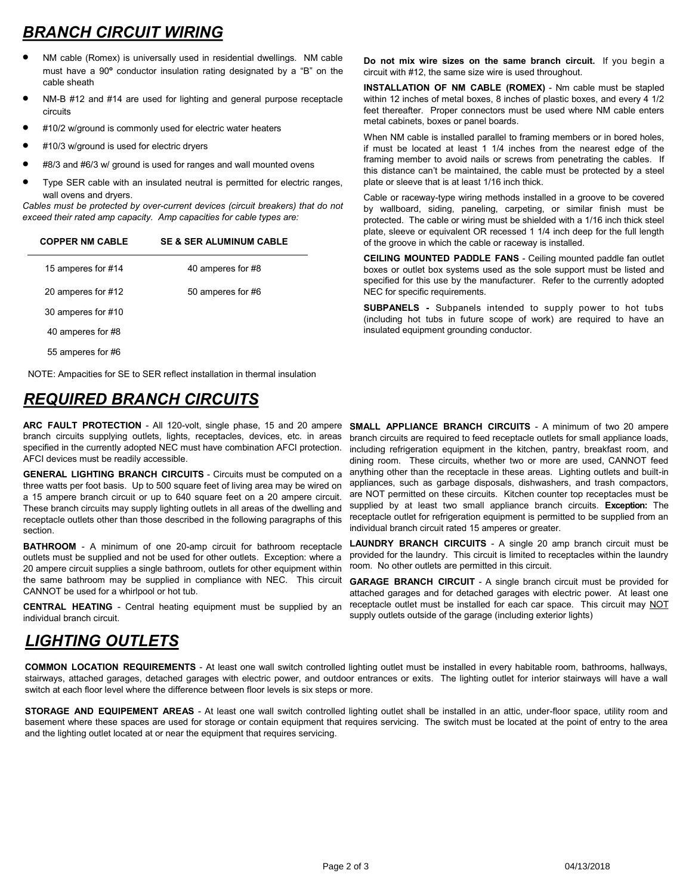## *BRANCH CIRCUIT WIRING*

- NM cable (Romex) is universally used in residential dwellings. NM cable must have a 90° conductor insulation rating designated by a "B" on the cable sheath
- NM-B #12 and #14 are used for lighting and general purpose receptacle circuits
- #10/2 w/ground is commonly used for electric water heaters
- #10/3 w/ground is used for electric dryers
- #8/3 and #6/3 w/ ground is used for ranges and wall mounted ovens
- Type SER cable with an insulated neutral is permitted for electric ranges, wall ovens and dryers.

*Cables must be protected by over-current devices (circuit breakers) that do not exceed their rated amp capacity. Amp capacities for cable types are:*

| COPPER NM CABLE | SE & SER ALUMINUM CABLE |
|---|---|
| 15 amperes for #14 | 40 amperes for #8 |
| 20 amperes for #12 | 50 amperes for #6 |
| 30 amperes for #10 | |
| 40 amperes for #8 | |
| 55 amperes for #6 | |

NOTE: Ampacities for SE to SER reflect installation in thermal insulation

**Do not mix wire sizes on the same branch circuit.** If you begin a circuit with #12, the same size wire is used throughout.

**INSTALLATION OF NM CABLE (ROMEX)** - Nm cable must be stapled within 12 inches of metal boxes, 8 inches of plastic boxes, and every 4 1/2 feet thereafter. Proper connectors must be used where NM cable enters metal cabinets, boxes or panel boards.

When NM cable is installed parallel to framing members or in bored holes, if must be located at least 1 1/4 inches from the nearest edge of the framing member to avoid nails or screws from penetrating the cables. If this distance can't be maintained, the cable must be protected by a steel plate or sleeve that is at least 1/16 inch thick.

Cable or raceway-type wiring methods installed in a groove to be covered by wallboard, siding, paneling, carpeting, or similar finish must be protected. The cable or wiring must be shielded with a 1/16 inch thick steel plate, sleeve or equivalent OR recessed 1 1/4 inch deep for the full length of the groove in which the cable or raceway is installed.

**CEILING MOUNTED PADDLE FANS** - Ceiling mounted paddle fan outlet boxes or outlet box systems used as the sole support must be listed and specified for this use by the manufacturer. Refer to the currently adopted NEC for specific requirements.

**SUBPANELS -** Subpanels intended to supply power to hot tubs (including hot tubs in future scope of work) are required to have an insulated equipment grounding conductor.

## *REQUIRED BRANCH CIRCUITS*

**ARC FAULT PROTECTION** - All 120-volt, single phase, 15 and 20 ampere branch circuits supplying outlets, lights, receptacles, devices, etc. in areas specified in the currently adopted NEC must have combination AFCI protection. AFCI devices must be readily accessible.

**GENERAL LIGHTING BRANCH CIRCUITS** - Circuits must be computed on a three watts per foot basis. Up to 500 square feet of living area may be wired on a 15 ampere branch circuit or up to 640 square feet on a 20 ampere circuit. These branch circuits may supply lighting outlets in all areas of the dwelling and receptacle outlets other than those described in the following paragraphs of this section.

**BATHROOM** - A minimum of one 20-amp circuit for bathroom receptacle outlets must be supplied and not be used for other outlets. Exception: where a 20 ampere circuit supplies a single bathroom, outlets for other equipment within the same bathroom may be supplied in compliance with NEC. This circuit CANNOT be used for a whirlpool or hot tub.

**CENTRAL HEATING** - Central heating equipment must be supplied by an individual branch circuit.

**SMALL APPLIANCE BRANCH CIRCUITS** - A minimum of two 20 ampere branch circuits are required to feed receptacle outlets for small appliance loads, including refrigeration equipment in the kitchen, pantry, breakfast room, and dining room. These circuits, whether two or more are used, CANNOT feed anything other than the receptacle in these areas. Lighting outlets and built-in appliances, such as garbage disposals, dishwashers, and trash compactors, are NOT permitted on these circuits. Kitchen counter top receptacles must be supplied by at least two small appliance branch circuits. **Exception:** The receptacle outlet for refrigeration equipment is permitted to be supplied from an individual branch circuit rated 15 amperes or greater.

**LAUNDRY BRANCH CIRCUITS** - A single 20 amp branch circuit must be provided for the laundry. This circuit is limited to receptacles within the laundry room. No other outlets are permitted in this circuit.

**GARAGE BRANCH CIRCUIT** - A single branch circuit must be provided for attached garages and for detached garages with electric power. At least one receptacle outlet must be installed for each car space. This circuit may NOT supply outlets outside of the garage (including exterior lights)

## *LIGHTING OUTLETS*

**COMMON LOCATION REQUIREMENTS** - At least one wall switch controlled lighting outlet must be installed in every habitable room, bathrooms, hallways, stairways, attached garages, detached garages with electric power, and outdoor entrances or exits. The lighting outlet for interior stairways will have a wall switch at each floor level where the difference between floor levels is six steps or more.

**STORAGE AND EQUIPEMENT AREAS** - At least one wall switch controlled lighting outlet shall be installed in an attic, under-floor space, utility room and basement where these spaces are used for storage or contain equipment that requires servicing. The switch must be located at the point of entry to the area and the lighting outlet located at or near the equipment that requires servicing.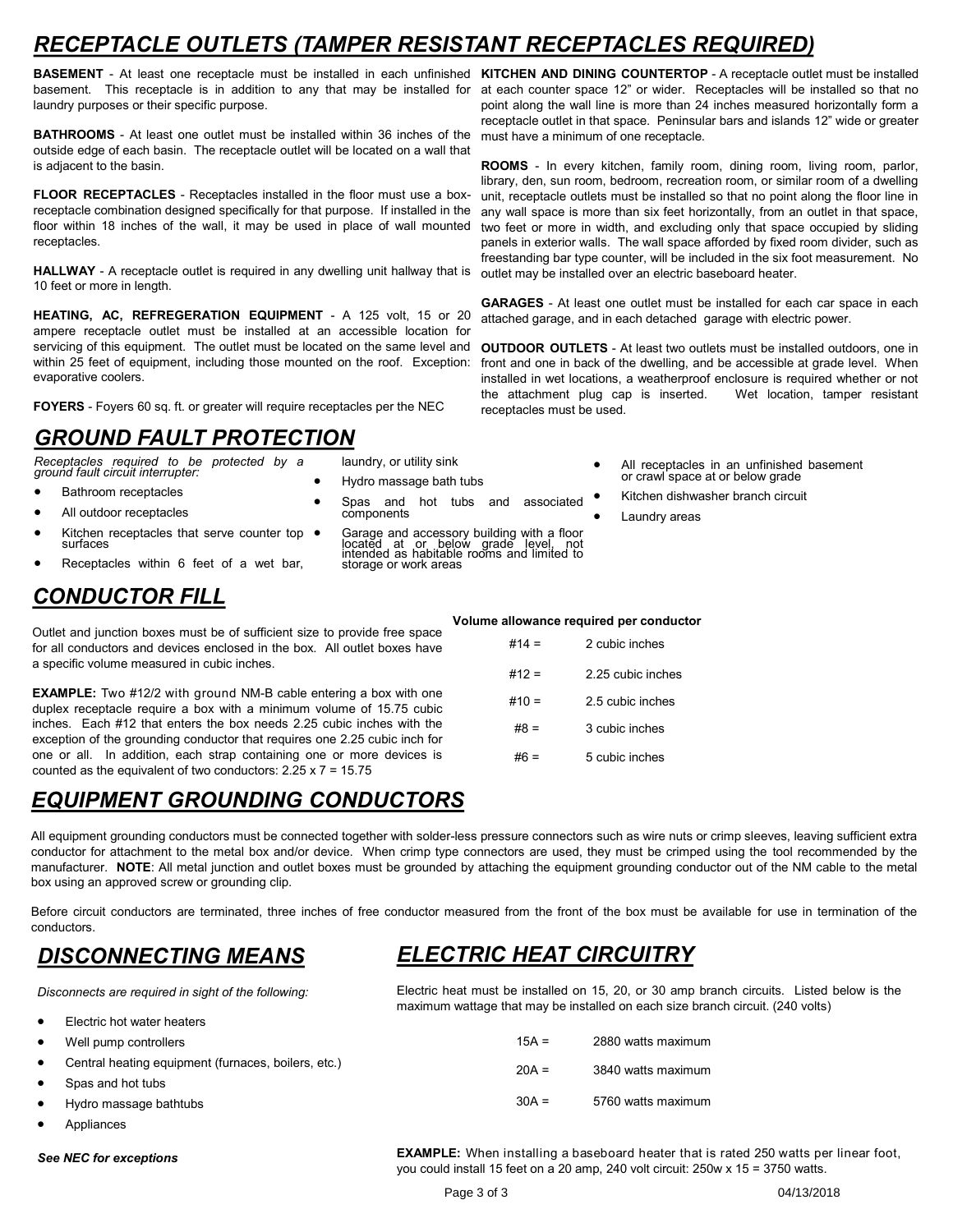# RECEPTACLE OUTLETS (TAMPER RESISTANT RECEPTACLES REQUIRED)

**BASEMENT** - At least one receptacle must be installed in each unfinished basement. This receptacle is in addition to any that may be installed for laundry purposes or their specific purpose.

**BATHROOMS** - At least one outlet must be installed within 36 inches of the outside edge of each basin. The receptacle outlet will be located on a wall that is adjacent to the basin.

**FLOOR RECEPTACLES** - Receptacles installed in the floor must use a box-receptacle combination designed specifically for that purpose. If installed in the floor within 18 inches of the wall, it may be used in place of wall mounted receptacles.

**HALLWAY** - A receptacle outlet is required in any dwelling unit hallway that is 10 feet or more in length.

**HEATING, AC, REFREGERATION EQUIPMENT** - A 125 volt, 15 or 20 ampere receptacle outlet must be installed at an accessible location for servicing of this equipment. The outlet must be located on the same level and within 25 feet of equipment, including those mounted on the roof. Exception: evaporative coolers.

**FOYERS** - Foyers 60 sq. ft. or greater will require receptacles per the NEC

**KITCHEN AND DINING COUNTERTOP** - A receptacle outlet must be installed at each counter space 12" or wider. Receptacles will be installed so that no point along the wall line is more than 24 inches measured horizontally form a receptacle outlet in that space. Peninsular bars and islands 12" wide or greater must have a minimum of one receptacle.

**ROOMS** - In every kitchen, family room, dining room, living room, parlor, library, den, sun room, bedroom, recreation room, or similar room of a dwelling unit, receptacle outlets must be installed so that no point along the floor line in any wall space is more than six feet horizontally, from an outlet in that space, two feet or more in width, and excluding only that space occupied by sliding panels in exterior walls. The wall space afforded by fixed room divider, such as freestanding bar type counter, will be included in the six foot measurement. No outlet may be installed over an electric baseboard heater.

**GARAGES** - At least one outlet must be installed for each car space in each attached garage, and in each detached garage with electric power.

**OUTDOOR OUTLETS** - At least two outlets must be installed outdoors, one in front and one in back of the dwelling, and be accessible at grade level. When installed in wet locations, a weatherproof enclosure is required whether or not the attachment plug cap is inserted. Wet location, tamper resistant receptacles must be used.

# GROUND FAULT PROTECTION

*Receptacles required to be protected by a ground fault circuit interrupter:*

- Bathroom receptacles
- All outdoor receptacles
- Kitchen receptacles that serve counter top surfaces
- Receptacles within 6 feet of a wet bar, laundry, or utility sink
- Hydro massage bath tubs
- Spas and hot tubs and associated components
- Garage and accessory building with a floor located at or below grade level, not intended as habitable rooms and limited to storage or work areas
- All receptacles in an unfinished basement or crawl space at or below grade
- Kitchen dishwasher branch circuit
- Laundry areas

# CONDUCTOR FILL

Outlet and junction boxes must be of sufficient size to provide free space for all conductors and devices enclosed in the box. All outlet boxes have a specific volume measured in cubic inches.

**EXAMPLE:** Two #12/2 with ground NM-B cable entering a box with one duplex receptacle require a box with a minimum volume of 15.75 cubic inches. Each #12 that enters the box needs 2.25 cubic inches with the exception of the grounding conductor that requires one 2.25 cubic inch for one or all. In addition, each strap containing one or more devices is counted as the equivalent of two conductors: 2.25 x 7 = 15.75

**Volume allowance required per conductor**

| | |
|---|---|
| #14 = | 2 cubic inches |
| #12 = | 2.25 cubic inches |
| #10 = | 2.5 cubic inches |
| #8 = | 3 cubic inches |
| #6 = | 5 cubic inches |

# EQUIPMENT GROUNDING CONDUCTORS

All equipment grounding conductors must be connected together with solder-less pressure connectors such as wire nuts or crimp sleeves, leaving sufficient extra conductor for attachment to the metal box and/or device. When crimp type connectors are used, they must be crimped using the tool recommended by the manufacturer. **NOTE**: All metal junction and outlet boxes must be grounded by attaching the equipment grounding conductor out of the NM cable to the metal box using an approved screw or grounding clip.

Before circuit conductors are terminated, three inches of free conductor measured from the front of the box must be available for use in termination of the conductors.

# DISCONNECTING MEANS

*Disconnects are required in sight of the following:*

- Electric hot water heaters
- Well pump controllers
- Central heating equipment (furnaces, boilers, etc.)
- Spas and hot tubs
- Hydro massage bathtubs
- Appliances

***See NEC for exceptions***

# ELECTRIC HEAT CIRCUITRY

Electric heat must be installed on 15, 20, or 30 amp branch circuits. Listed below is the maximum wattage that may be installed on each size branch circuit. (240 volts)

| | |
|---|---|
| 15A = | 2880 watts maximum |
| 20A = | 3840 watts maximum |
| 30A = | 5760 watts maximum |

**EXAMPLE:** When installing a baseboard heater that is rated 250 watts per linear foot, you could install 15 feet on a 20 amp, 240 volt circuit: 250w x 15 = 3750 watts.

04/13/2018